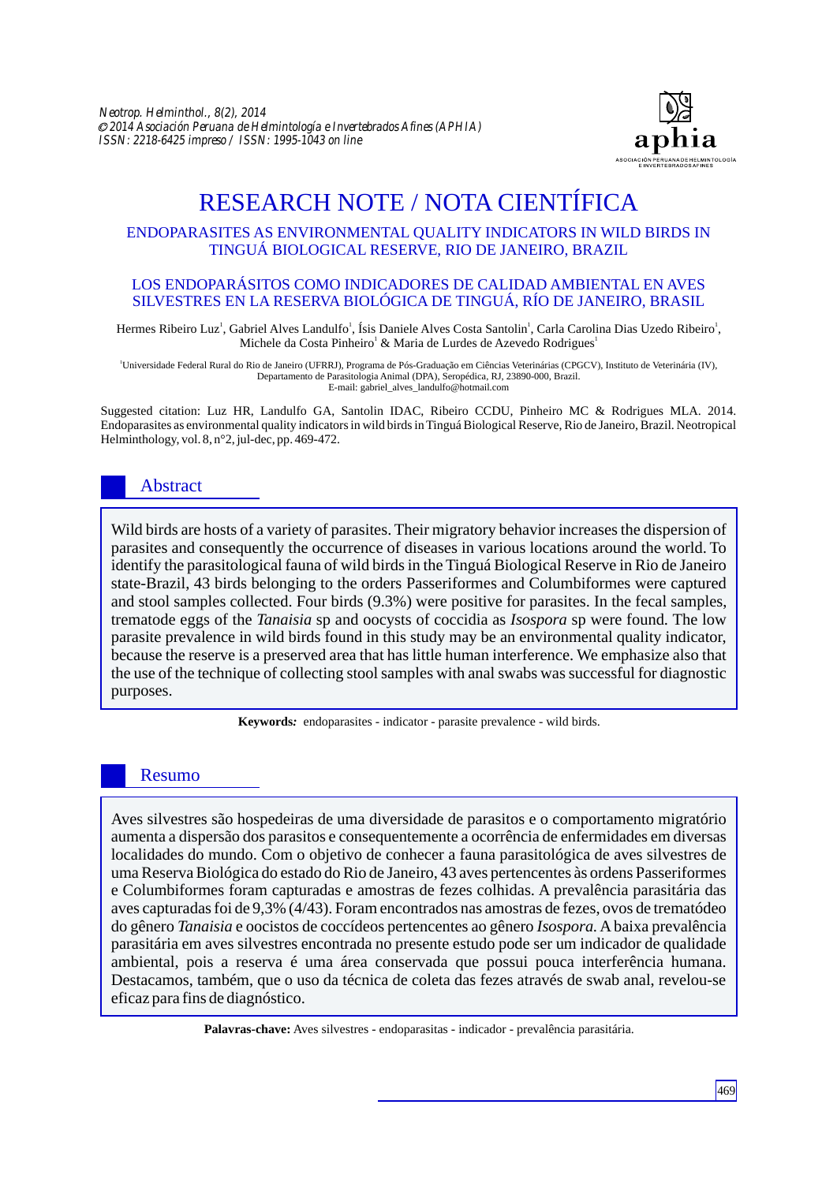# RESEARCH NOTE / NOTA CIENTÍFICA

## ENDOPARASITES AS ENVIRONMENTAL QUALITY INDICATORS IN WILD BIRDS IN TINGUÁ BIOLOGICAL RESERVE, RIO DE JANEIRO, BRAZIL

## LOS ENDOPARÁSITOS COMO INDICADORES DE CALIDAD AMBIENTAL EN AVES SILVESTRES EN LA RESERVA BIOLÓGICA DE TINGUÁ, RÍO DE JANEIRO, BRASIL

Hermes Ribeiro Luz[1], Gabriel Alves Landulfo[1], Ísis Daniele Alves Costa Santolin[1], Carla Carolina Dias Uzedo Ribeiro[1], Michele da Costa Pinheiro[1] & Maria de Lurdes de Azevedo Rodrigues[1]

[1]Universidade Federal Rural do Rio de Janeiro (UFRRJ), Programa de Pós-Graduação em Ciências Veterinárias (CPGCV), Instituto de Veterinária (IV), Departamento de Parasitologia Animal (DPA), Seropédica, RJ, 23890-000, Brazil.
E-mail: gabriel_alves_landulfo@hotmail.com

Suggested citation: Luz HR, Landulfo GA, Santolin IDAC, Ribeiro CCDU, Pinheiro MC & Rodrigues MLA. 2014. Endoparasites as environmental quality indicators in wild birds in Tinguá Biological Reserve, Rio de Janeiro, Brazil. Neotropical Helminthology, vol. 8, n°2, jul-dec, pp. 469-472.

## Abstract

Wild birds are hosts of a variety of parasites. Their migratory behavior increases the dispersion of parasites and consequently the occurrence of diseases in various locations around the world. To identify the parasitological fauna of wild birds in the Tinguá Biological Reserve in Rio de Janeiro state-Brazil, 43 birds belonging to the orders Passeriformes and Columbiformes were captured and stool samples collected. Four birds (9.3%) were positive for parasites. In the fecal samples, trematode eggs of the *Tanaisia* sp and oocysts of coccidia as *Isospora* sp were found. The low parasite prevalence in wild birds found in this study may be an environmental quality indicator, because the reserve is a preserved area that has little human interference. We emphasize also that the use of the technique of collecting stool samples with anal swabs was successful for diagnostic purposes.

**Keywords*:*** endoparasites - indicator - parasite prevalence - wild birds.

## Resumo

Aves silvestres são hospedeiras de uma diversidade de parasitos e o comportamento migratório aumenta a dispersão dos parasitos e consequentemente a ocorrência de enfermidades em diversas localidades do mundo. Com o objetivo de conhecer a fauna parasitológica de aves silvestres de uma Reserva Biológica do estado do Rio de Janeiro, 43 aves pertencentes às ordens Passeriformes e Columbiformes foram capturadas e amostras de fezes colhidas. A prevalência parasitária das aves capturadas foi de 9,3% (4/43). Foram encontrados nas amostras de fezes, ovos de trematódeo do gênero *Tanaisia* e oocistos de coccídeos pertencentes ao gênero *Isospora*. A baixa prevalência parasitária em aves silvestres encontrada no presente estudo pode ser um indicador de qualidade ambiental, pois a reserva é uma área conservada que possui pouca interferência humana. Destacamos, também, que o uso da técnica de coleta das fezes através de swab anal, revelou-se eficaz para fins de diagnóstico.

**Palavras-chave:** Aves silvestres - endoparasitas - indicador - prevalência parasitária.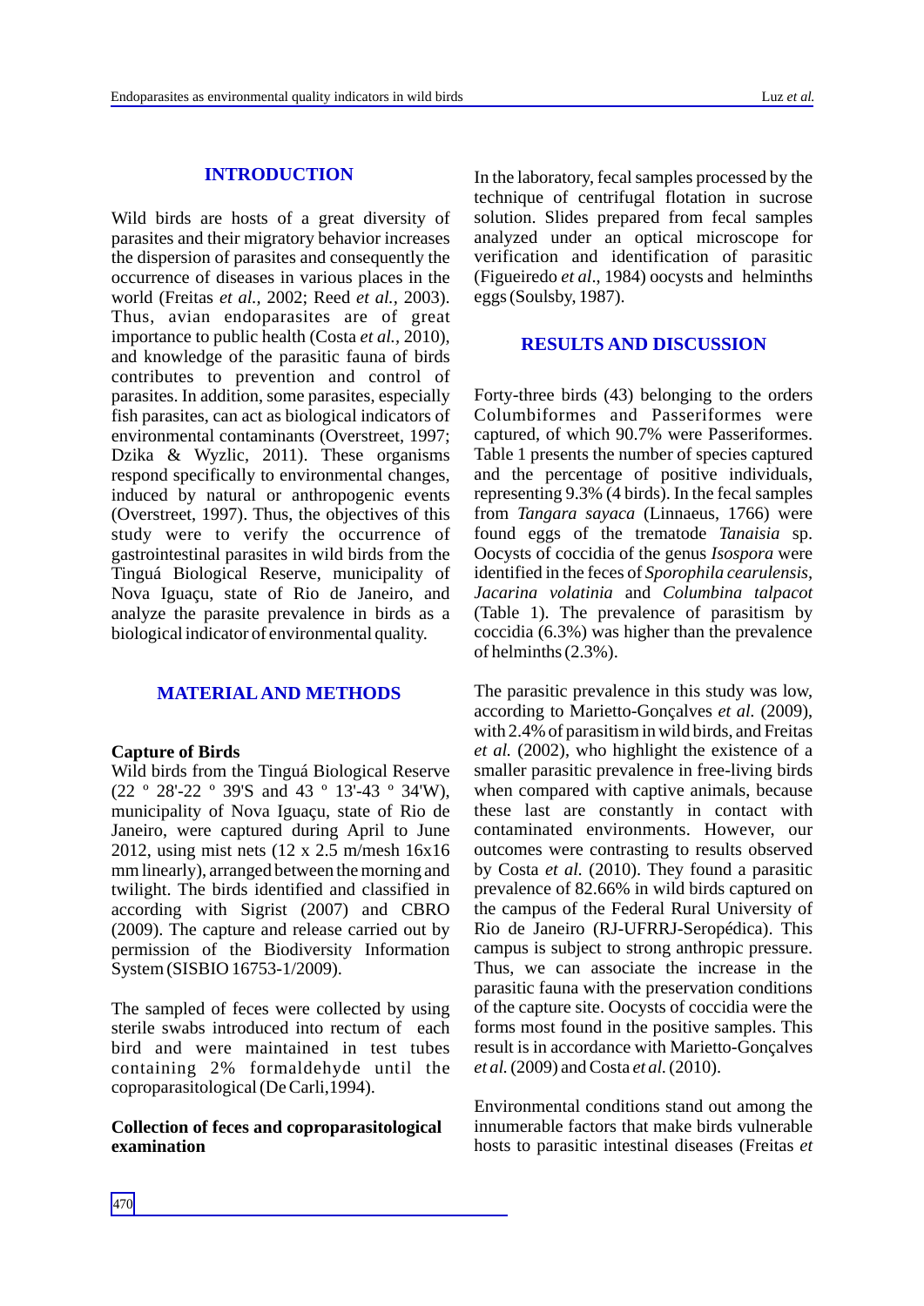## INTRODUCTION

Wild birds are hosts of a great diversity of parasites and their migratory behavior increases the dispersion of parasites and consequently the occurrence of diseases in various places in the world (Freitas *et al.*, 2002; Reed *et al.*, 2003). Thus, avian endoparasites are of great importance to public health (Costa *et al.*, 2010), and knowledge of the parasitic fauna of birds contributes to prevention and control of parasites. In addition, some parasites, especially fish parasites, can act as biological indicators of environmental contaminants (Overstreet, 1997; Dzika & Wyzlic, 2011). These organisms respond specifically to environmental changes, induced by natural or anthropogenic events (Overstreet, 1997). Thus, the objectives of this study were to verify the occurrence of gastrointestinal parasites in wild birds from the Tinguá Biological Reserve, municipality of Nova Iguaçu, state of Rio de Janeiro, and analyze the parasite prevalence in birds as a biological indicator of environmental quality.

## MATERIAL AND METHODS

**Capture of Birds**

Wild birds from the Tinguá Biological Reserve (22 º 28'-22 º 39'S and 43 º 13'-43 º 34'W), municipality of Nova Iguaçu, state of Rio de Janeiro, were captured during April to June 2012, using mist nets (12 x 2.5 m/mesh 16x16 mm linearly), arranged between the morning and twilight. The birds identified and classified in according with Sigrist (2007) and CBRO (2009). The capture and release carried out by permission of the Biodiversity Information System (SISBIO 16753-1/2009).

The sampled of feces were collected by using sterile swabs introduced into rectum of each bird and were maintained in test tubes containing 2% formaldehyde until the coproparasitological (De Carli,1994).

**Collection of feces and coproparasitological examination**

In the laboratory, fecal samples processed by the technique of centrifugal flotation in sucrose solution. Slides prepared from fecal samples analyzed under an optical microscope for verification and identification of parasitic (Figueiredo *et al*., 1984) oocysts and helminths eggs (Soulsby, 1987).

## RESULTS AND DISCUSSION

Forty-three birds (43) belonging to the orders Columbiformes and Passeriformes were captured, of which 90.7% were Passeriformes. Table 1 presents the number of species captured and the percentage of positive individuals, representing 9.3% (4 birds). In the fecal samples from *Tangara sayaca* (Linnaeus, 1766) were found eggs of the trematode *Tanaisia* sp. Oocysts of coccidia of the genus *Isospora* were identified in the feces of *Sporophila cearulensis, Jacarina volatinia* and *Columbina talpacot* (Table 1). The prevalence of parasitism by coccidia (6.3%) was higher than the prevalence of helminths (2.3%).

The parasitic prevalence in this study was low, according to Marietto-Gonçalves *et al.* (2009), with 2.4% of parasitism in wild birds, and Freitas *et al.* (2002), who highlight the existence of a smaller parasitic prevalence in free-living birds when compared with captive animals, because these last are constantly in contact with contaminated environments. However, our outcomes were contrasting to results observed by Costa *et al.* (2010). They found a parasitic prevalence of 82.66% in wild birds captured on the campus of the Federal Rural University of Rio de Janeiro (RJ-UFRRJ-Seropédica). This campus is subject to strong anthropic pressure. Thus, we can associate the increase in the parasitic fauna with the preservation conditions of the capture site. Oocysts of coccidia were the forms most found in the positive samples. This result is in accordance with Marietto-Gonçalves *et al.* (2009) and Costa *et al.* (2010).

Environmental conditions stand out among the innumerable factors that make birds vulnerable hosts to parasitic intestinal diseases (Freitas *et*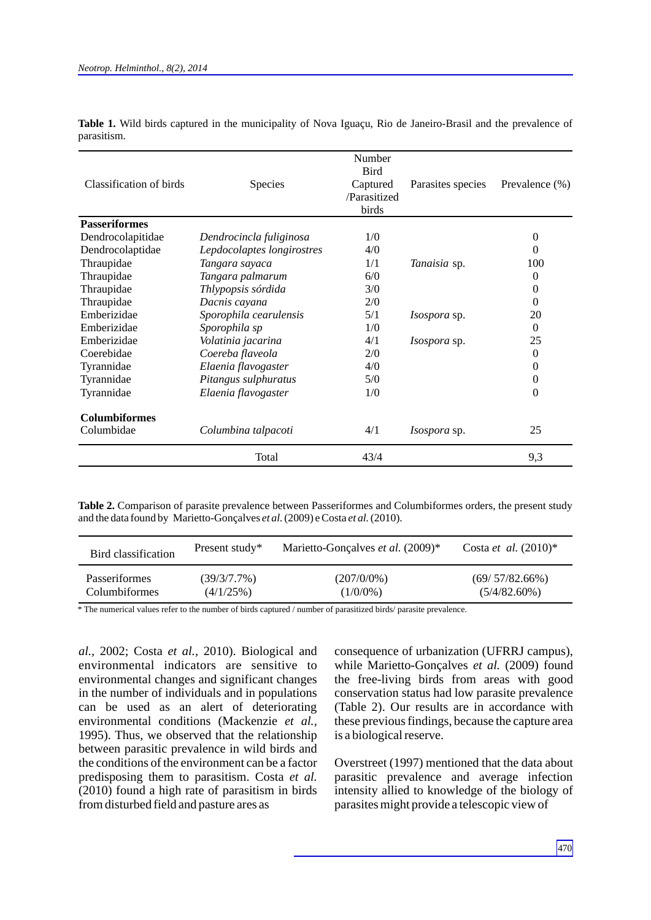**Table 1.** Wild birds captured in the municipality of Nova Iguaçu, Rio de Janeiro-Brasil and the prevalence of parasitism.

| Classification of birds | Species | Number Bird Captured /Parasitized birds | Parasites species | Prevalence (%) |
|---|---|---|---|---|
| **Passeriformes** | | | | |
| Dendrocolapitidae | *Dendrocincla fuliginosa* | 1/0 | | 0 |
| Dendrocolaptidae | *Lepdocolaptes longirostres* | 4/0 | | 0 |
| Thraupidae | *Tangara sayaca* | 1/1 | *Tanaisia* sp. | 100 |
| Thraupidae | *Tangara palmarum* | 6/0 | | 0 |
| Thraupidae | *Thlypopsis sórdida* | 3/0 | | 0 |
| Thraupidae | *Dacnis cayana* | 2/0 | | 0 |
| Emberizidae | *Sporophila cearulensis* | 5/1 | *Isospora* sp. | 20 |
| Emberizidae | *Sporophila sp* | 1/0 | | 0 |
| Emberizidae | *Volatinia jacarina* | 4/1 | *Isospora* sp. | 25 |
| Coerebidae | *Coereba flaveola* | 2/0 | | 0 |
| Tyrannidae | *Elaenia flavogaster* | 4/0 | | 0 |
| Tyrannidae | *Pitangus sulphuratus* | 5/0 | | 0 |
| Tyrannidae | *Elaenia flavogaster* | 1/0 | | 0 |
| **Columbiformes** | | | | |
| Columbidae | *Columbina talpacoti* | 4/1 | *Isospora* sp. | 25 |
| | Total | 43/4 | | 9,3 |

**Table 2.** Comparison of parasite prevalence between Passeriformes and Columbiformes orders, the present study and the data found by Marietto-Gonçalves *et al.* (2009) e Costa *et al.* (2010).

| Bird classification | Present study* | Marietto-Gonçalves *et al.* (2009)* | Costa *et al.* (2010)* |
|---|---|---|---|
| Passeriformes | (39/3/7.7%) | (207/0/0%) | (69/ 57/82.66%) |
| Columbiformes | (4/1/25%) | (1/0/0%) | (5/4/82.60%) |

\* The numerical values refer to the number of birds captured / number of parasitized birds/ parasite prevalence.

*al.*, 2002; Costa *et al.*, 2010). Biological and environmental indicators are sensitive to environmental changes and significant changes in the number of individuals and in populations can be used as an alert of deteriorating environmental conditions (Mackenzie *et al.*, 1995). Thus, we observed that the relationship between parasitic prevalence in wild birds and the conditions of the environment can be a factor predisposing them to parasitism. Costa *et al.* (2010) found a high rate of parasitism in birds from disturbed field and pasture ares as consequence of urbanization (UFRRJ campus), while Marietto-Gonçalves *et al.* (2009) found the free-living birds from areas with good conservation status had low parasite prevalence (Table 2). Our results are in accordance with these previous findings, because the capture area is a biological reserve.

Overstreet (1997) mentioned that the data about parasitic prevalence and average infection intensity allied to knowledge of the biology of parasites might provide a telescopic view of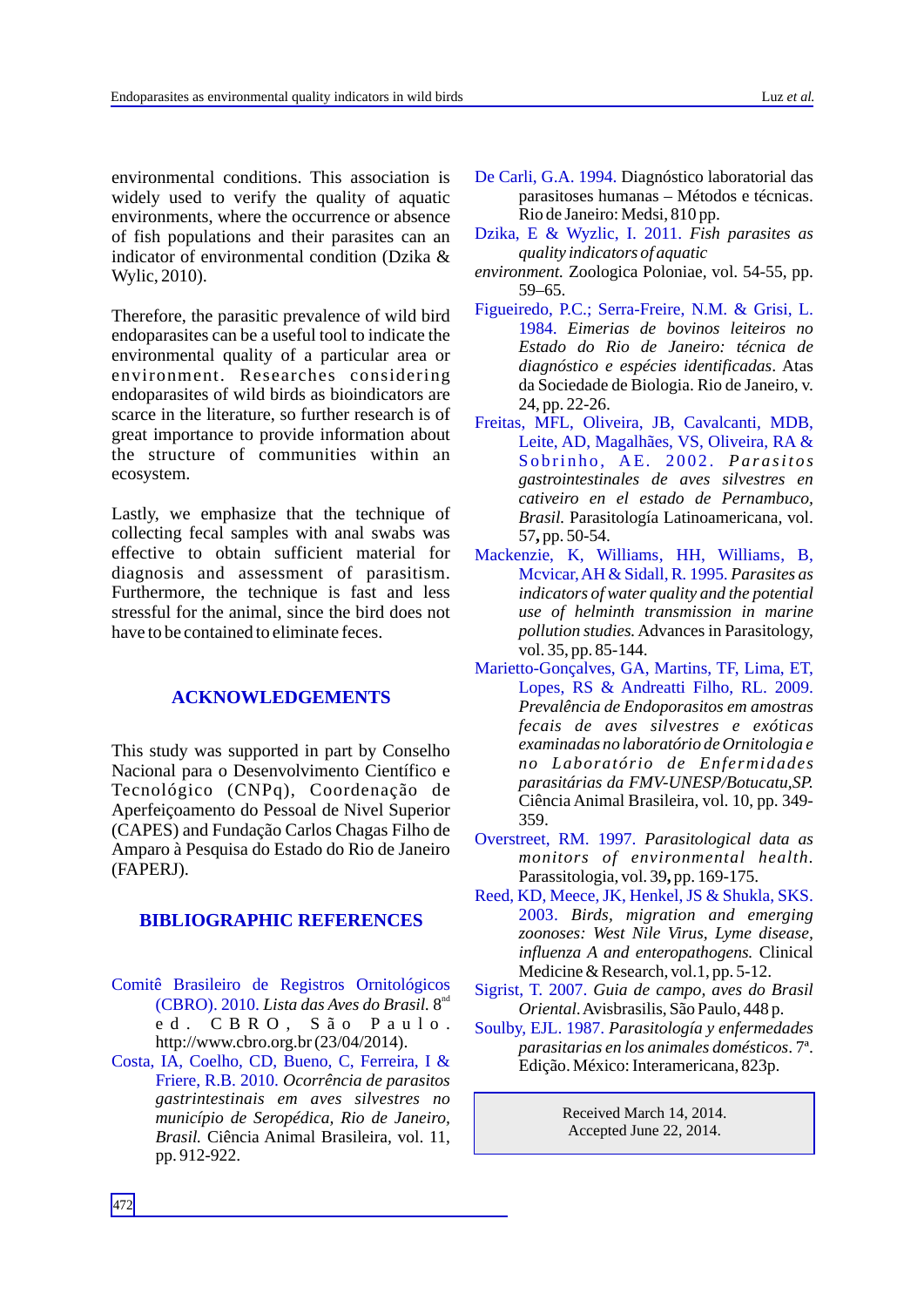environmental conditions. This association is widely used to verify the quality of aquatic environments, where the occurrence or absence of fish populations and their parasites can an indicator of environmental condition (Dzika & Wylic, 2010).

Therefore, the parasitic prevalence of wild bird endoparasites can be a useful tool to indicate the environmental quality of a particular area or environment. Researches considering endoparasites of wild birds as bioindicators are scarce in the literature, so further research is of great importance to provide information about the structure of communities within an ecosystem.

Lastly, we emphasize that the technique of collecting fecal samples with anal swabs was effective to obtain sufficient material for diagnosis and assessment of parasitism. Furthermore, the technique is fast and less stressful for the animal, since the bird does not have to be contained to eliminate feces.

## ACKNOWLEDGEMENTS

This study was supported in part by Conselho Nacional para o Desenvolvimento Científico e Tecnológico (CNPq), Coordenação de Aperfeiçoamento do Pessoal de Nivel Superior (CAPES) and Fundação Carlos Chagas Filho de Amparo à Pesquisa do Estado do Rio de Janeiro (FAPERJ).

## BIBLIOGRAPHIC REFERENCES

Comitê Brasileiro de Registros Ornitológicos (CBRO). 2010. *Lista das Aves do Brasil.* 8nd ed. CBRO, São Paulo. http://www.cbro.org.br (23/04/2014).

Costa, IA, Coelho, CD, Bueno, C, Ferreira, I & Friere, R.B. 2010. *Ocorrência de parasitos gastrintestinais em aves silvestres no município de Seropédica, Rio de Janeiro, Brasil.* Ciência Animal Brasileira, vol. 11, pp. 912-922.

De Carli, G.A. 1994. Diagnóstico laboratorial das parasitoses humanas – Métodos e técnicas. Rio de Janeiro: Medsi, 810 pp.

Dzika, E & Wyzlic, I. 2011. *Fish parasites as quality indicators of aquatic environment.* Zoologica Poloniae, vol. 54-55, pp. 59–65.

Figueiredo, P.C.; Serra-Freire, N.M. & Grisi, L. 1984. *Eimerias de bovinos leiteiros no Estado do Rio de Janeiro: técnica de diagnóstico e espécies identificadas*. Atas da Sociedade de Biologia. Rio de Janeiro, v. 24, pp. 22-26.

Freitas, MFL, Oliveira, JB, Cavalcanti, MDB, Leite, AD, Magalhães, VS, Oliveira, RA & Sobrinho, AE. 2002. *Parasitos gastrointestinales de aves silvestres en cativeiro en el estado de Pernambuco, Brasil.* Parasitología Latinoamericana, vol. 57**,** pp. 50-54.

Mackenzie, K, Williams, HH, Williams, B, Mcvicar, AH & Sidall, R. 1995. *Parasites as indicators of water quality and the potential use of helminth transmission in marine pollution studies.* Advances in Parasitology, vol. 35, pp. 85-144.

Marietto-Gonçalves, GA, Martins, TF, Lima, ET, Lopes, RS & Andreatti Filho, RL. 2009. *Prevalência de Endoporasitos em amostras fecais de aves silvestres e exóticas examinadas no laboratório de Ornitologia e no Laboratório de Enfermidades parasitárias da FMV-UNESP/Botucatu,SP.* Ciência Animal Brasileira, vol. 10, pp. 349-359.

Overstreet, RM. 1997. *Parasitological data as monitors of environmental health.* Parassitologia, vol. 39**,** pp. 169-175.

Reed, KD, Meece, JK, Henkel, JS & Shukla, SKS. 2003. *Birds, migration and emerging zoonoses: West Nile Virus, Lyme disease, influenza A and enteropathogens.* Clinical Medicine & Research, vol.1, pp. 5-12.

Sigrist, T. 2007. *Guia de campo, aves do Brasil Oriental.* Avisbrasilis, São Paulo, 448 p.

Soulby, EJL. 1987. *Parasitología y enfermedades parasitarias en los animales domésticos*. 7ª. Edição. México: Interamericana, 823p.

Received March 14, 2014.
Accepted June 22, 2014.